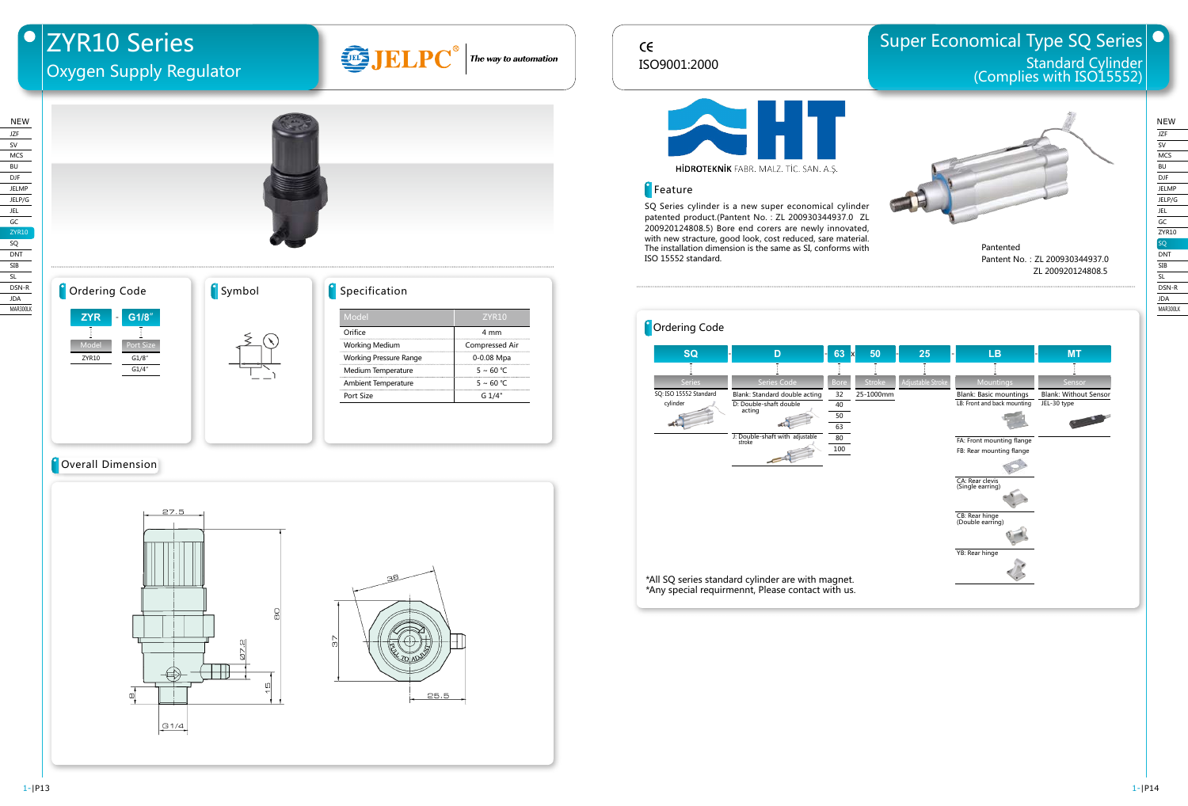# ZYR10 Series

## Oxygen Supply Regulator

JELPC® The way to automation

### Ordering Code

ZYR - G1/8"

| Model | Port Size |
|---|---|
| ZYR10 | G1/8" |
| | G1/4" |

### Symbol

### Specification

| Model | ZYR10 |
|---|---|
| Orifice | 4 mm |
| Working Medium | Compressed Air |
| Working Pressure Range | 0-0.08 Mpa |
| Medium Temperature | 5 ~ 60 ℃ |
| Ambient Temperature | 5 ~ 60 ℃ |
| Port Size | G 1/4" |

### Overall Dimension

27.5, 80, Ø7.2, 15, 8, G1/4, 38, 37, 25.5, PULL TO ADJUST

---

CE
ISO9001:2000

# Super Economical Type SQ Series

## Standard Cylinder (Complies with ISO15552)

HİDROTEKNİK FABR. MALZ. TİC. SAN. A.Ş.

### Feature

SQ Series cylinder is a new super economical cylinder patented product.(Pantent No. : ZL 200930344937.0 ZL 200920124808.5) Bore end corers are newly innovated, with new stracture, good look, cost reduced, sare material. The installation dimension is the same as SI, conforms with ISO 15552 standard.

Pantented
Pantent No. : ZL 200930344937.0
ZL 200920124808.5

### Ordering Code

SQ - D - 63 x 50 - 25 - LB - MT

| Series | Series Code | Bore | Stroke | Adjustable Stroke | Mountings | Sensor |
|---|---|---|---|---|---|---|
| SQ: ISO 15552 Standard cylinder | Blank: Standard double acting | 32 | 25-1000mm | | Blank: Basic mountings | Blank: Without Sensor |
| | D: Double-shaft double acting | 40 | | | LB: Front and back mounting | JEL-30 type |
| | J: Double-shaft with adjustable stroke | 50 | | | FA: Front mounting flange | |
| | | 63 | | | FB: Rear mounting flange | |
| | | 80 | | | CA: Rear clevis (Single earring) | |
| | | 100 | | | CB: Rear hinge (Double earring) | |
| | | | | | YB: Rear hinge | |

*All SQ series standard cylinder are with magnet.
*Any special requirmennt, Please contact with us.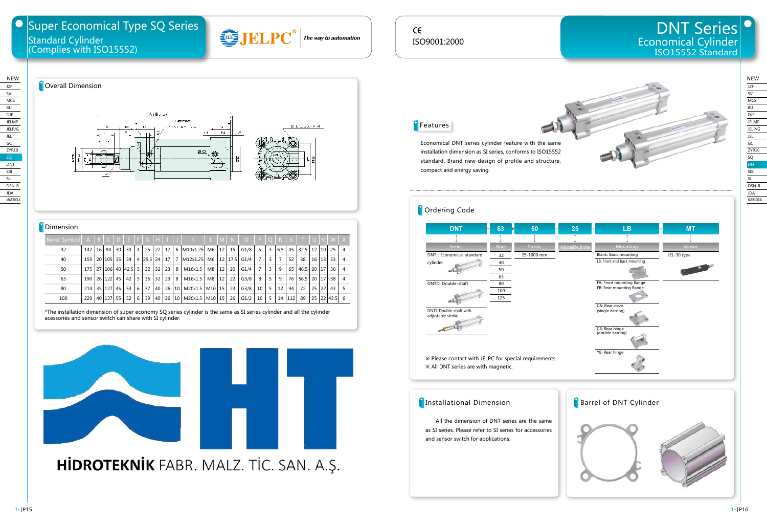# Super Economical Type SQ Series

## Standard Cylinder (Complies with ISO15552)

JELPC® The way to automation

NEW
JZF
SV
MCS
BU
DJF
JELMP
JELP/G
JEL
GC
ZYR10
SQ
DNT
SIB
SL
DSN-R
JDA
MAR300LK

### Overall Dimension

### Dimension

| Bore/ Symbol | A | B | C | D | E | F | G | H | I | J | K | L | M | N | O | P | Q | R | S | T | U | V | W | X |
|---|---|---|---|---|---|---|---|---|---|---|---|---|---|---|---|---|---|---|---|---|---|---|---|---|
| 32 | 142 | 16 | 94 | 30 | 33 | 4 | 25 | 22 | 17 | 6 | M10x1.25 | M6 | 12 | 15 | G1/8 | 5 | 3 | 6.5 | 45 | 32.5 | 12 | 10 | 25 | 4 |
| 40 | 159 | 20 | 105 | 35 | 34 | 4 | 29.5 | 24 | 17 | 7 | M12x1.25 | M6 | 12 | 17.5 | G1/4 | 7 | 3 | 7 | 52 | 38 | 16 | 13 | 33 | 4 |
| 50 | 175 | 27 | 106 | 40 | 42.5 | 5 | 32 | 32 | 23 | 8 | M16x1.5 | M8 | 12 | 20 | G1/4 | 7 | 3 | 9 | 65 | 46.5 | 20 | 17 | 36 | 4 |
| 63 | 190 | 26 | 122 | 45 | 42 | 5 | 36 | 32 | 23 | 8 | M16x1.5 | M8 | 12 | 22 | G3/8 | 8 | 5 | 9 | 76 | 56.5 | 20 | 17 | 38 | 4 |
| 80 | 214 | 35 | 127 | 45 | 53 | 6 | 37 | 40 | 26 | 10 | M20x1.5 | M10 | 15 | 23 | G3/8 | 10 | 5 | 12 | 94 | 72 | 25 | 22 | 43 | 5 |
| 100 | 229 | 40 | 137 | 55 | 52 | 6 | 39 | 40 | 26 | 10 | M20x1.5 | M10 | 15 | 26 | G1/2 | 10 | 5 | 14 | 112 | 89 | 25 | 22 | 43.5 | 6 |

*The installation dimension of super economy SQ series cylinder is the same as SI series cylinder and all the cylinder acessories and sensor switch can share with SI cylinder.

HİDROTEKNİK FABR. MALZ. TİC. SAN. A.Ş.

CE
ISO9001:2000

# DNT Series

## Economical Cylinder ISO15552 Standard

### Features

Economical DNT series cylinder feature with the same installation dimension as SI series, conforms to ISO15552 standard. Brand new design of profile and structure, compact and energy saving.

### Ordering Code

DNT - 63 x 50 - 25 - LB - MT

| Series | Bore | Stroke | Adjustable Stroke | Mountings | Sensor |
|---|---|---|---|---|---|
| DNT : Economical standard cylinder | 32 | 25-1000 mm | | Blank: Basic mounting | JEL-30 type |
| | 40 | | | LB: Front and back mounting | |
| | 50 | | | | |
| | 63 | | | | |
| DNTD: Double-shaft | 80 | | | FA: Front mounting flange<br>FB: Rear mounting flange | |
| | 100 | | | | |
| | 125 | | | | |
| DNTJ: Double-shaft with adjustable stroke | | | | CA: Rear clevis (single earring) | |
| | | | | CB: Rear hinge (double earring) | |
| | | | | YB: Rear hinge | |

※ Please contact with JELPC for special requirements.
※ All DNT series are with magnetic.

### Installational Dimension

All the dimension of DNT series are the same as SI series. Please refer to SI series for accessories and sensor switch for applications.

### Barrel of DNT Cylinder